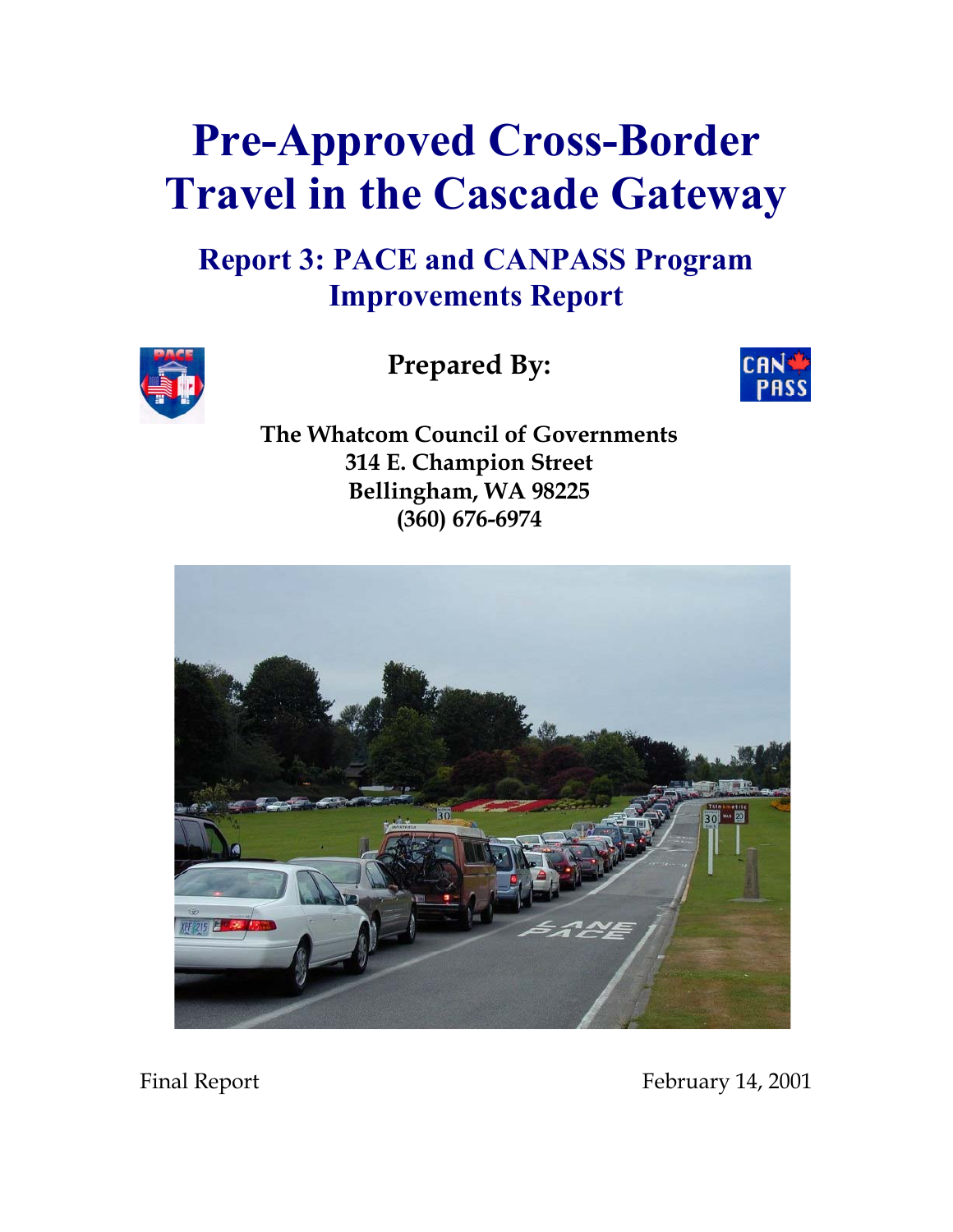# Pre-Approved Cross-Border Travel in the Cascade Gateway

## Report 3: PACE and CANPASS Program Improvements Report

**Prepared By:**

**The Whatcom Council of Governments**
**314 E. Champion Street**
**Bellingham, WA 98225**
**(360) 676-6974**

Final Report

February 14, 2001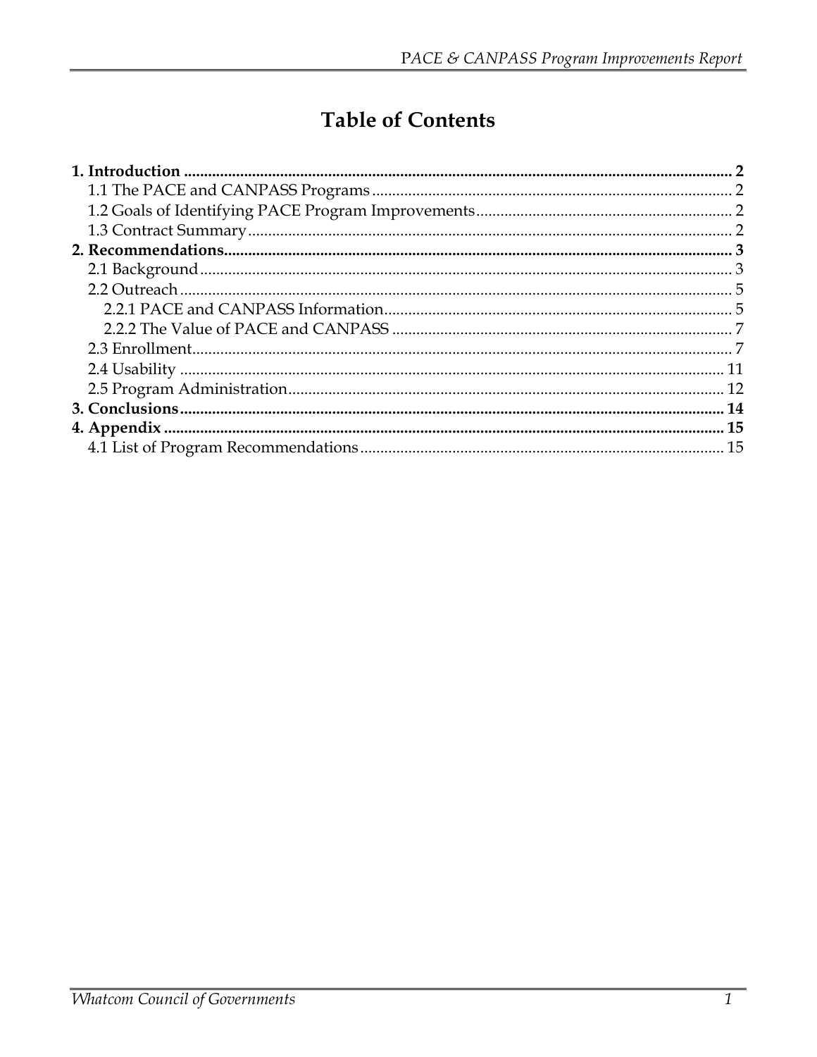# Table of Contents

**1. Introduction** .......... **2**
- 1.1 The PACE and CANPASS Programs .......... 2
- 1.2 Goals of Identifying PACE Program Improvements .......... 2
- 1.3 Contract Summary .......... 2

**2. Recommendations** .......... **3**
- 2.1 Background .......... 3
- 2.2 Outreach .......... 5
  - 2.2.1 PACE and CANPASS Information .......... 5
  - 2.2.2 The Value of PACE and CANPASS .......... 7
- 2.3 Enrollment .......... 7
- 2.4 Usability .......... 11
- 2.5 Program Administration .......... 12

**3. Conclusions** .......... **14**

**4. Appendix** .......... **15**
- 4.1 List of Program Recommendations .......... 15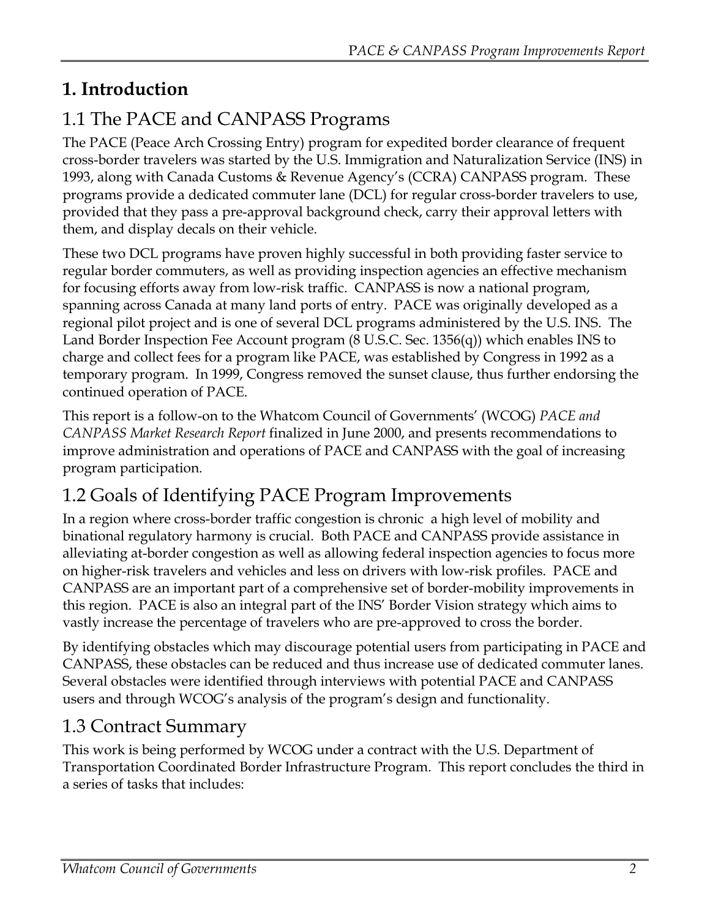# 1. Introduction

## 1.1 The PACE and CANPASS Programs

The PACE (Peace Arch Crossing Entry) program for expedited border clearance of frequent cross-border travelers was started by the U.S. Immigration and Naturalization Service (INS) in 1993, along with Canada Customs & Revenue Agency's (CCRA) CANPASS program. These programs provide a dedicated commuter lane (DCL) for regular cross-border travelers to use, provided that they pass a pre-approval background check, carry their approval letters with them, and display decals on their vehicle.

These two DCL programs have proven highly successful in both providing faster service to regular border commuters, as well as providing inspection agencies an effective mechanism for focusing efforts away from low-risk traffic. CANPASS is now a national program, spanning across Canada at many land ports of entry. PACE was originally developed as a regional pilot project and is one of several DCL programs administered by the U.S. INS. The Land Border Inspection Fee Account program (8 U.S.C. Sec. 1356(q)) which enables INS to charge and collect fees for a program like PACE, was established by Congress in 1992 as a temporary program. In 1999, Congress removed the sunset clause, thus further endorsing the continued operation of PACE.

This report is a follow-on to the Whatcom Council of Governments' (WCOG) *PACE and CANPASS Market Research Report* finalized in June 2000, and presents recommendations to improve administration and operations of PACE and CANPASS with the goal of increasing program participation.

## 1.2 Goals of Identifying PACE Program Improvements

In a region where cross-border traffic congestion is chronic a high level of mobility and binational regulatory harmony is crucial. Both PACE and CANPASS provide assistance in alleviating at-border congestion as well as allowing federal inspection agencies to focus more on higher-risk travelers and vehicles and less on drivers with low-risk profiles. PACE and CANPASS are an important part of a comprehensive set of border-mobility improvements in this region. PACE is also an integral part of the INS' Border Vision strategy which aims to vastly increase the percentage of travelers who are pre-approved to cross the border.

By identifying obstacles which may discourage potential users from participating in PACE and CANPASS, these obstacles can be reduced and thus increase use of dedicated commuter lanes. Several obstacles were identified through interviews with potential PACE and CANPASS users and through WCOG's analysis of the program's design and functionality.

## 1.3 Contract Summary

This work is being performed by WCOG under a contract with the U.S. Department of Transportation Coordinated Border Infrastructure Program. This report concludes the third in a series of tasks that includes: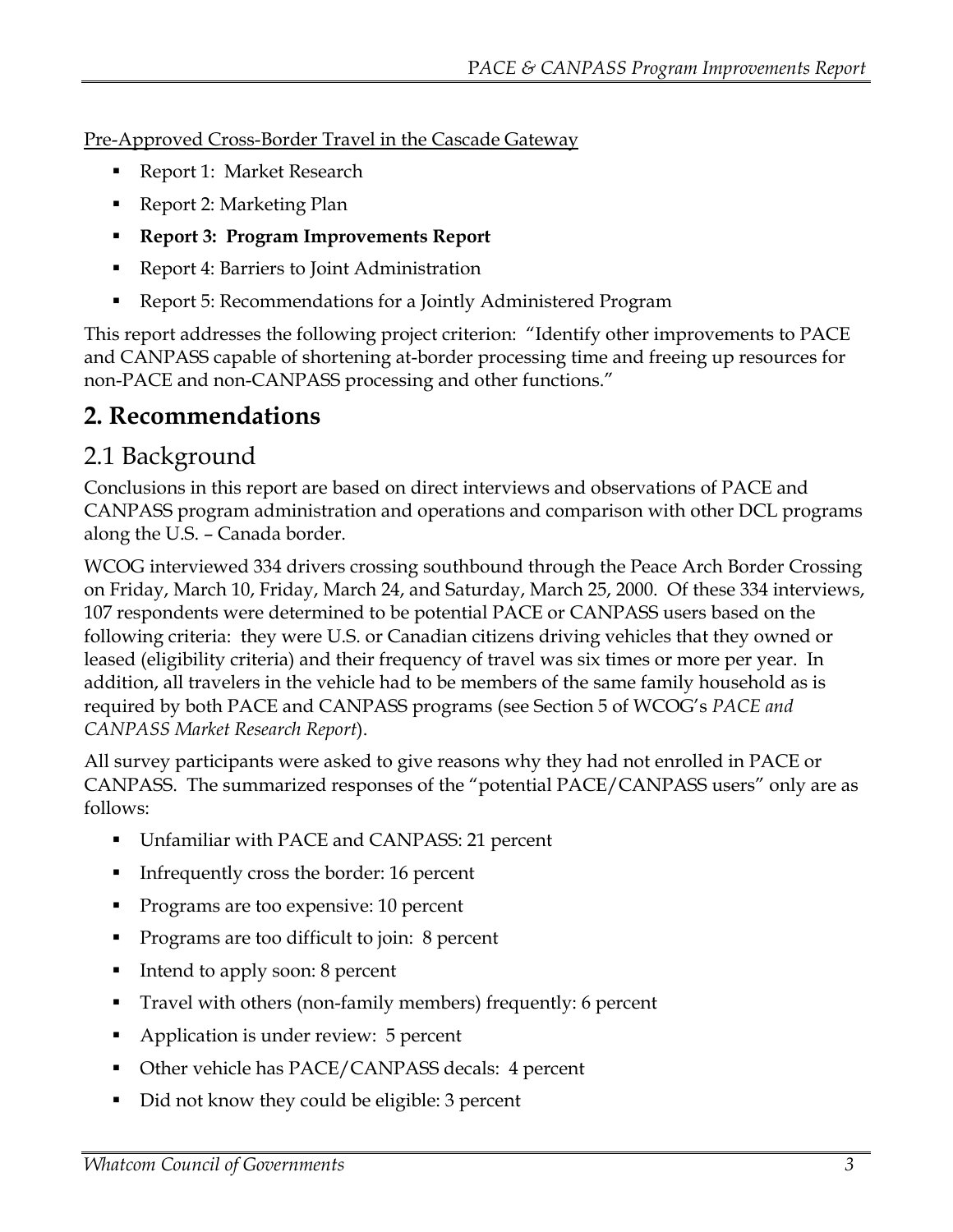Pre-Approved Cross-Border Travel in the Cascade Gateway

- Report 1: Market Research
- Report 2: Marketing Plan
- **Report 3: Program Improvements Report**
- Report 4: Barriers to Joint Administration
- Report 5: Recommendations for a Jointly Administered Program

This report addresses the following project criterion: "Identify other improvements to PACE and CANPASS capable of shortening at-border processing time and freeing up resources for non-PACE and non-CANPASS processing and other functions."

# 2. Recommendations

## 2.1 Background

Conclusions in this report are based on direct interviews and observations of PACE and CANPASS program administration and operations and comparison with other DCL programs along the U.S. – Canada border.

WCOG interviewed 334 drivers crossing southbound through the Peace Arch Border Crossing on Friday, March 10, Friday, March 24, and Saturday, March 25, 2000. Of these 334 interviews, 107 respondents were determined to be potential PACE or CANPASS users based on the following criteria: they were U.S. or Canadian citizens driving vehicles that they owned or leased (eligibility criteria) and their frequency of travel was six times or more per year. In addition, all travelers in the vehicle had to be members of the same family household as is required by both PACE and CANPASS programs (see Section 5 of WCOG's *PACE and CANPASS Market Research Report*).

All survey participants were asked to give reasons why they had not enrolled in PACE or CANPASS. The summarized responses of the "potential PACE/CANPASS users" only are as follows:

- Unfamiliar with PACE and CANPASS: 21 percent
- Infrequently cross the border: 16 percent
- Programs are too expensive: 10 percent
- Programs are too difficult to join: 8 percent
- Intend to apply soon: 8 percent
- Travel with others (non-family members) frequently: 6 percent
- Application is under review: 5 percent
- Other vehicle has PACE/CANPASS decals: 4 percent
- Did not know they could be eligible: 3 percent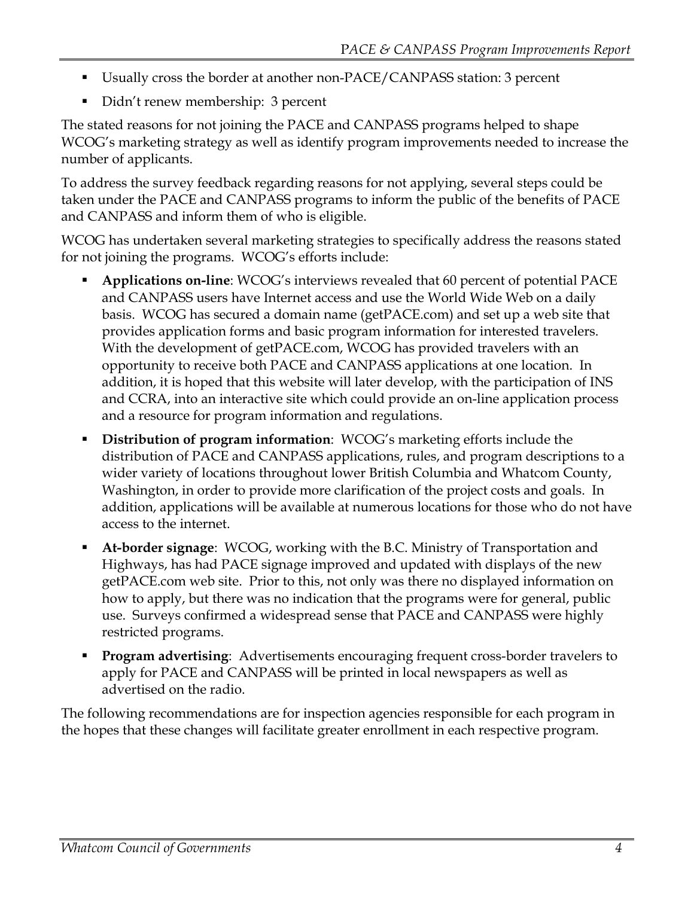- Usually cross the border at another non-PACE/CANPASS station: 3 percent
- Didn't renew membership: 3 percent

The stated reasons for not joining the PACE and CANPASS programs helped to shape WCOG's marketing strategy as well as identify program improvements needed to increase the number of applicants.

To address the survey feedback regarding reasons for not applying, several steps could be taken under the PACE and CANPASS programs to inform the public of the benefits of PACE and CANPASS and inform them of who is eligible.

WCOG has undertaken several marketing strategies to specifically address the reasons stated for not joining the programs. WCOG's efforts include:

- **Applications on-line**: WCOG's interviews revealed that 60 percent of potential PACE and CANPASS users have Internet access and use the World Wide Web on a daily basis. WCOG has secured a domain name (getPACE.com) and set up a web site that provides application forms and basic program information for interested travelers. With the development of getPACE.com, WCOG has provided travelers with an opportunity to receive both PACE and CANPASS applications at one location. In addition, it is hoped that this website will later develop, with the participation of INS and CCRA, into an interactive site which could provide an on-line application process and a resource for program information and regulations.
- **Distribution of program information**: WCOG's marketing efforts include the distribution of PACE and CANPASS applications, rules, and program descriptions to a wider variety of locations throughout lower British Columbia and Whatcom County, Washington, in order to provide more clarification of the project costs and goals. In addition, applications will be available at numerous locations for those who do not have access to the internet.
- **At-border signage**: WCOG, working with the B.C. Ministry of Transportation and Highways, has had PACE signage improved and updated with displays of the new getPACE.com web site. Prior to this, not only was there no displayed information on how to apply, but there was no indication that the programs were for general, public use. Surveys confirmed a widespread sense that PACE and CANPASS were highly restricted programs.
- **Program advertising**: Advertisements encouraging frequent cross-border travelers to apply for PACE and CANPASS will be printed in local newspapers as well as advertised on the radio.

The following recommendations are for inspection agencies responsible for each program in the hopes that these changes will facilitate greater enrollment in each respective program.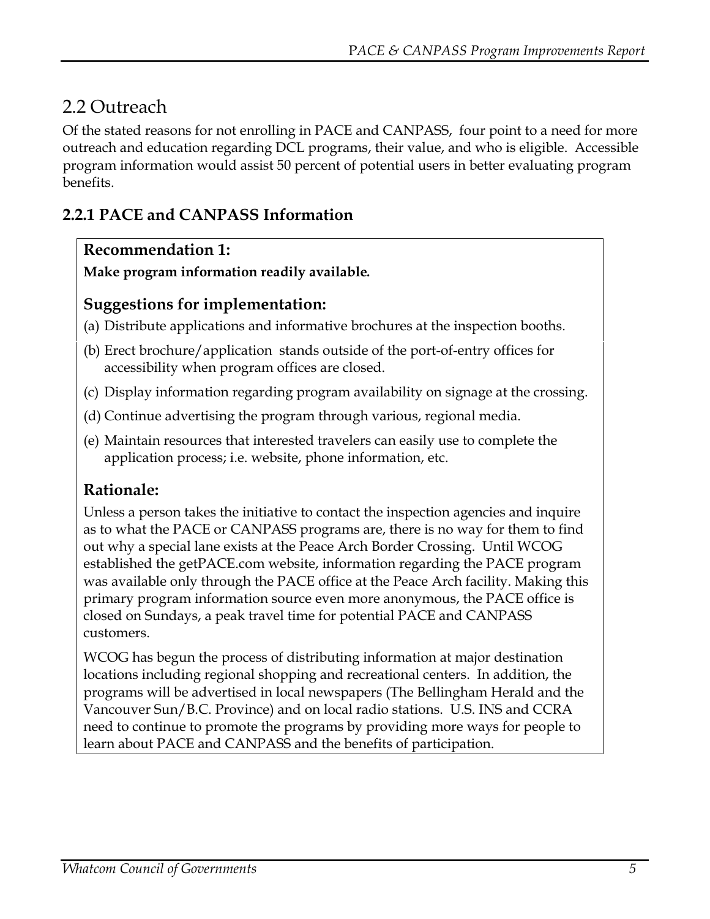## 2.2 Outreach

Of the stated reasons for not enrolling in PACE and CANPASS, four point to a need for more outreach and education regarding DCL programs, their value, and who is eligible. Accessible program information would assist 50 percent of potential users in better evaluating program benefits.

### 2.2.1 PACE and CANPASS Information

**Recommendation 1:**

**Make program information readily available.**

**Suggestions for implementation:**

(a) Distribute applications and informative brochures at the inspection booths.

(b) Erect brochure/application stands outside of the port-of-entry offices for accessibility when program offices are closed.

(c) Display information regarding program availability on signage at the crossing.

(d) Continue advertising the program through various, regional media.

(e) Maintain resources that interested travelers can easily use to complete the application process; i.e. website, phone information, etc.

**Rationale:**

Unless a person takes the initiative to contact the inspection agencies and inquire as to what the PACE or CANPASS programs are, there is no way for them to find out why a special lane exists at the Peace Arch Border Crossing. Until WCOG established the getPACE.com website, information regarding the PACE program was available only through the PACE office at the Peace Arch facility. Making this primary program information source even more anonymous, the PACE office is closed on Sundays, a peak travel time for potential PACE and CANPASS customers.

WCOG has begun the process of distributing information at major destination locations including regional shopping and recreational centers. In addition, the programs will be advertised in local newspapers (The Bellingham Herald and the Vancouver Sun/B.C. Province) and on local radio stations. U.S. INS and CCRA need to continue to promote the programs by providing more ways for people to learn about PACE and CANPASS and the benefits of participation.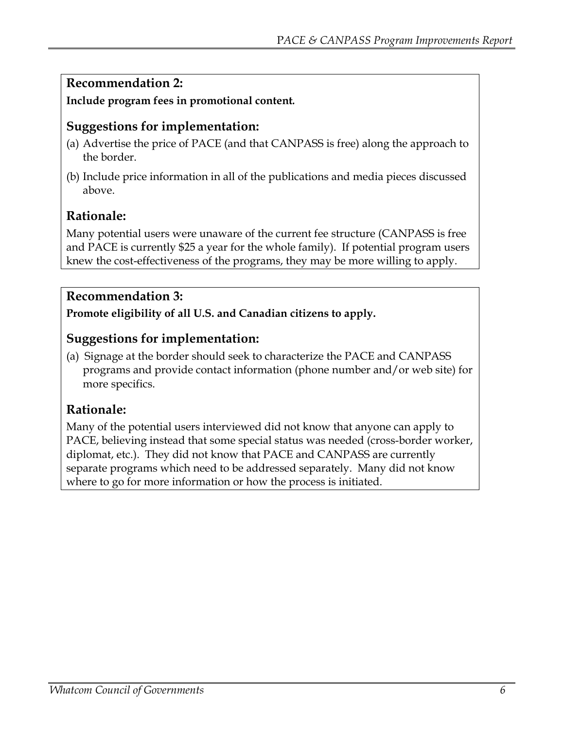## Recommendation 2:

**Include program fees in promotional content.**

### Suggestions for implementation:

(a) Advertise the price of PACE (and that CANPASS is free) along the approach to the border.

(b) Include price information in all of the publications and media pieces discussed above.

### Rationale:

Many potential users were unaware of the current fee structure (CANPASS is free and PACE is currently $25 a year for the whole family). If potential program users knew the cost-effectiveness of the programs, they may be more willing to apply.

## Recommendation 3:

**Promote eligibility of all U.S. and Canadian citizens to apply.**

### Suggestions for implementation:

(a) Signage at the border should seek to characterize the PACE and CANPASS programs and provide contact information (phone number and/or web site) for more specifics.

### Rationale:

Many of the potential users interviewed did not know that anyone can apply to PACE, believing instead that some special status was needed (cross-border worker, diplomat, etc.). They did not know that PACE and CANPASS are currently separate programs which need to be addressed separately. Many did not know where to go for more information or how the process is initiated.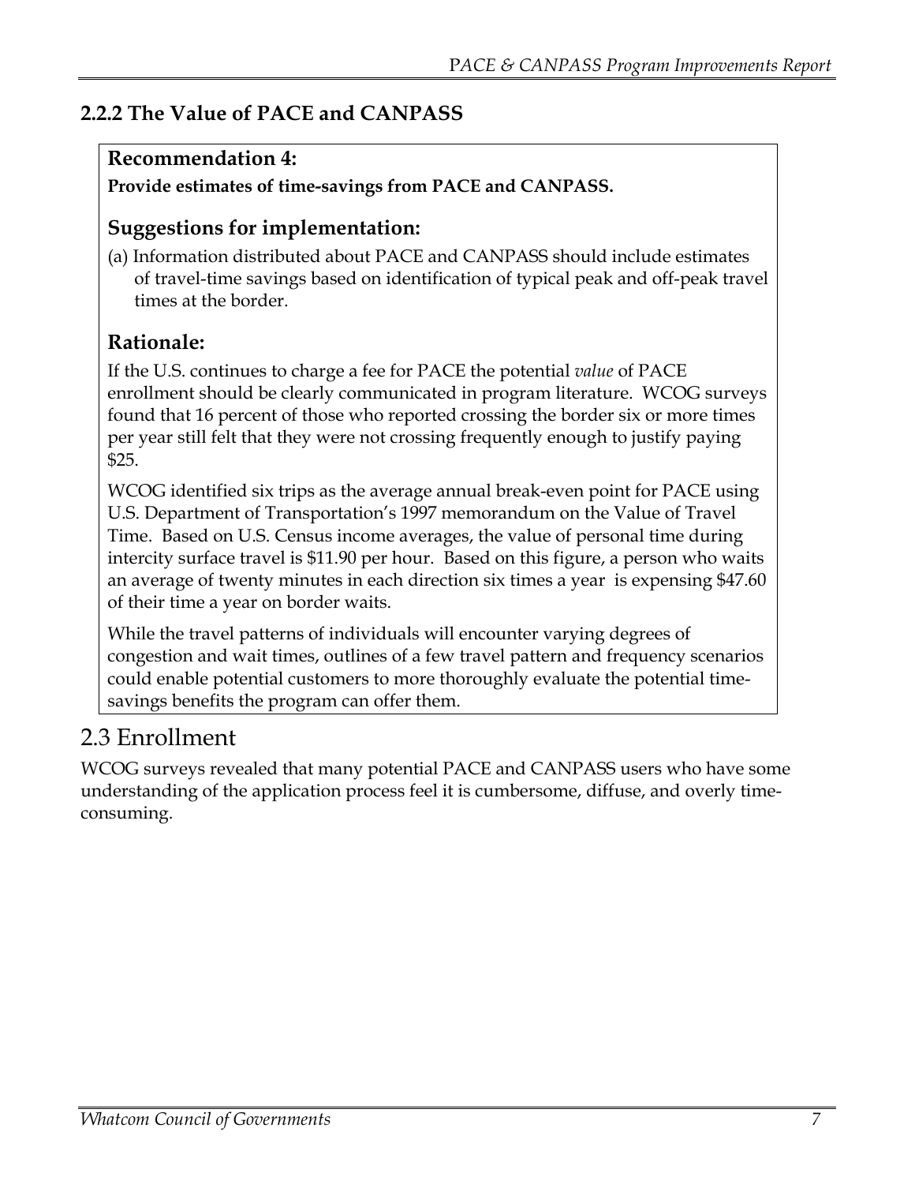### 2.2.2 The Value of PACE and CANPASS

**Recommendation 4:**

**Provide estimates of time-savings from PACE and CANPASS.**

**Suggestions for implementation:**

(a) Information distributed about PACE and CANPASS should include estimates of travel-time savings based on identification of typical peak and off-peak travel times at the border.

**Rationale:**

If the U.S. continues to charge a fee for PACE the potential *value* of PACE enrollment should be clearly communicated in program literature. WCOG surveys found that 16 percent of those who reported crossing the border six or more times per year still felt that they were not crossing frequently enough to justify paying $25.

WCOG identified six trips as the average annual break-even point for PACE using U.S. Department of Transportation's 1997 memorandum on the Value of Travel Time. Based on U.S. Census income averages, the value of personal time during intercity surface travel is $11.90 per hour. Based on this figure, a person who waits an average of twenty minutes in each direction six times a year is expensing $47.60 of their time a year on border waits.

While the travel patterns of individuals will encounter varying degrees of congestion and wait times, outlines of a few travel pattern and frequency scenarios could enable potential customers to more thoroughly evaluate the potential time-savings benefits the program can offer them.

## 2.3 Enrollment

WCOG surveys revealed that many potential PACE and CANPASS users who have some understanding of the application process feel it is cumbersome, diffuse, and overly time-consuming.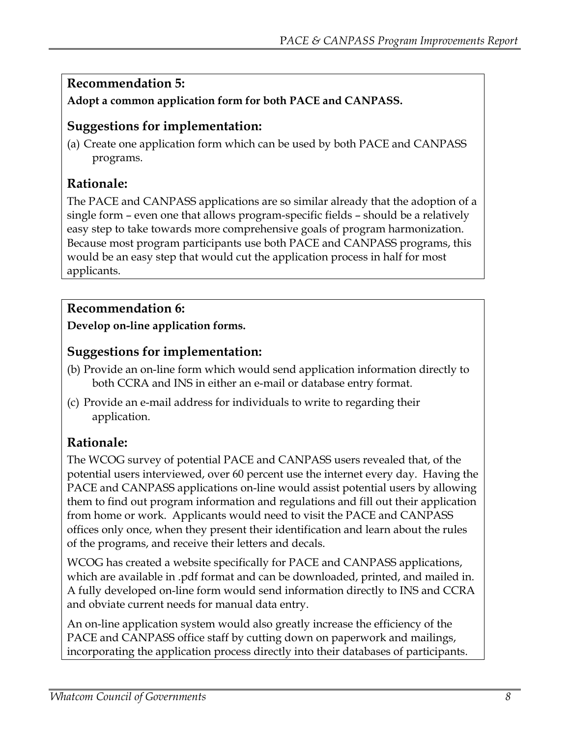## Recommendation 5:

**Adopt a common application form for both PACE and CANPASS.**

### Suggestions for implementation:

(a) Create one application form which can be used by both PACE and CANPASS programs.

### Rationale:

The PACE and CANPASS applications are so similar already that the adoption of a single form – even one that allows program-specific fields – should be a relatively easy step to take towards more comprehensive goals of program harmonization. Because most program participants use both PACE and CANPASS programs, this would be an easy step that would cut the application process in half for most applicants.

## Recommendation 6:

**Develop on-line application forms.**

### Suggestions for implementation:

(b) Provide an on-line form which would send application information directly to both CCRA and INS in either an e-mail or database entry format.

(c) Provide an e-mail address for individuals to write to regarding their application.

### Rationale:

The WCOG survey of potential PACE and CANPASS users revealed that, of the potential users interviewed, over 60 percent use the internet every day. Having the PACE and CANPASS applications on-line would assist potential users by allowing them to find out program information and regulations and fill out their application from home or work. Applicants would need to visit the PACE and CANPASS offices only once, when they present their identification and learn about the rules of the programs, and receive their letters and decals.

WCOG has created a website specifically for PACE and CANPASS applications, which are available in .pdf format and can be downloaded, printed, and mailed in. A fully developed on-line form would send information directly to INS and CCRA and obviate current needs for manual data entry.

An on-line application system would also greatly increase the efficiency of the PACE and CANPASS office staff by cutting down on paperwork and mailings, incorporating the application process directly into their databases of participants.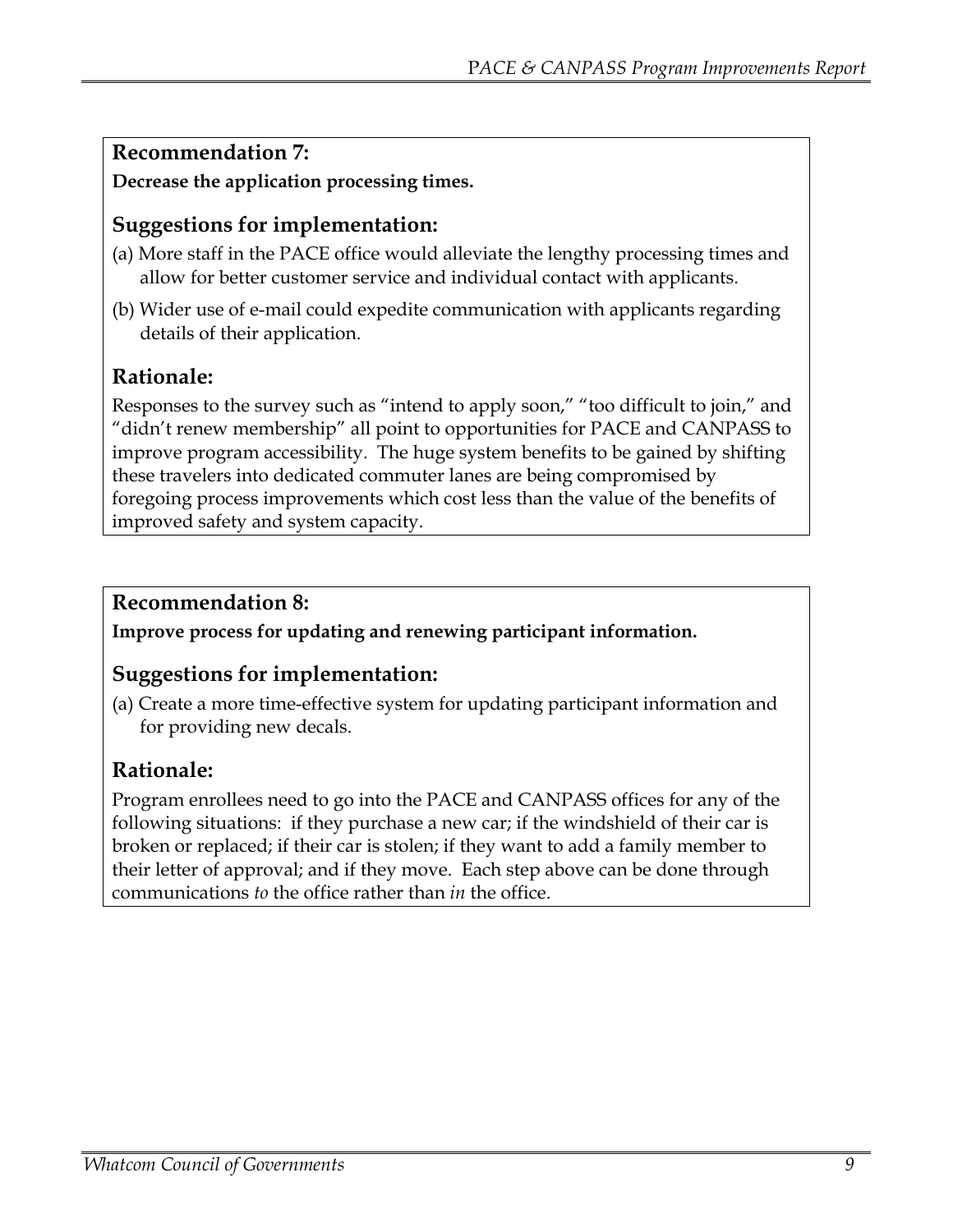## Recommendation 7:

**Decrease the application processing times.**

### Suggestions for implementation:

(a) More staff in the PACE office would alleviate the lengthy processing times and allow for better customer service and individual contact with applicants.

(b) Wider use of e-mail could expedite communication with applicants regarding details of their application.

### Rationale:

Responses to the survey such as "intend to apply soon," "too difficult to join," and "didn't renew membership" all point to opportunities for PACE and CANPASS to improve program accessibility. The huge system benefits to be gained by shifting these travelers into dedicated commuter lanes are being compromised by foregoing process improvements which cost less than the value of the benefits of improved safety and system capacity.

## Recommendation 8:

**Improve process for updating and renewing participant information.**

### Suggestions for implementation:

(a) Create a more time-effective system for updating participant information and for providing new decals.

### Rationale:

Program enrollees need to go into the PACE and CANPASS offices for any of the following situations: if they purchase a new car; if the windshield of their car is broken or replaced; if their car is stolen; if they want to add a family member to their letter of approval; and if they move. Each step above can be done through communications *to* the office rather than *in* the office.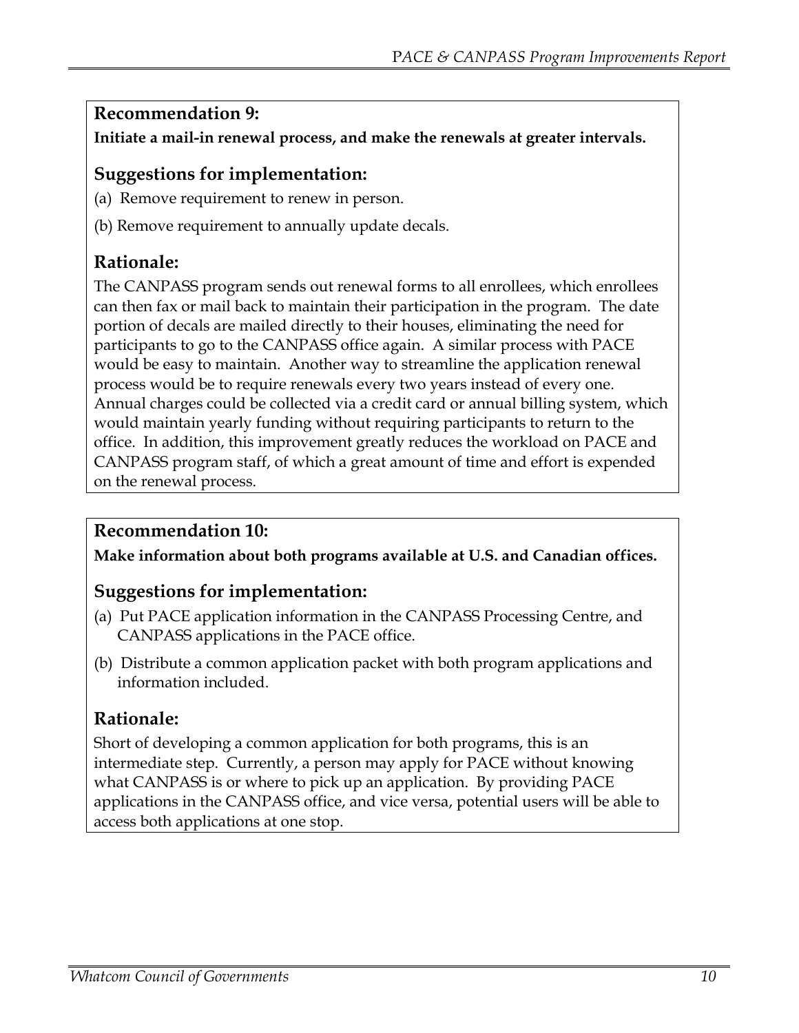## Recommendation 9:

**Initiate a mail-in renewal process, and make the renewals at greater intervals.**

### Suggestions for implementation:

(a) Remove requirement to renew in person.

(b) Remove requirement to annually update decals.

### Rationale:

The CANPASS program sends out renewal forms to all enrollees, which enrollees can then fax or mail back to maintain their participation in the program. The date portion of decals are mailed directly to their houses, eliminating the need for participants to go to the CANPASS office again. A similar process with PACE would be easy to maintain. Another way to streamline the application renewal process would be to require renewals every two years instead of every one. Annual charges could be collected via a credit card or annual billing system, which would maintain yearly funding without requiring participants to return to the office. In addition, this improvement greatly reduces the workload on PACE and CANPASS program staff, of which a great amount of time and effort is expended on the renewal process.

## Recommendation 10:

**Make information about both programs available at U.S. and Canadian offices.**

### Suggestions for implementation:

(a) Put PACE application information in the CANPASS Processing Centre, and CANPASS applications in the PACE office.

(b) Distribute a common application packet with both program applications and information included.

### Rationale:

Short of developing a common application for both programs, this is an intermediate step. Currently, a person may apply for PACE without knowing what CANPASS is or where to pick up an application. By providing PACE applications in the CANPASS office, and vice versa, potential users will be able to access both applications at one stop.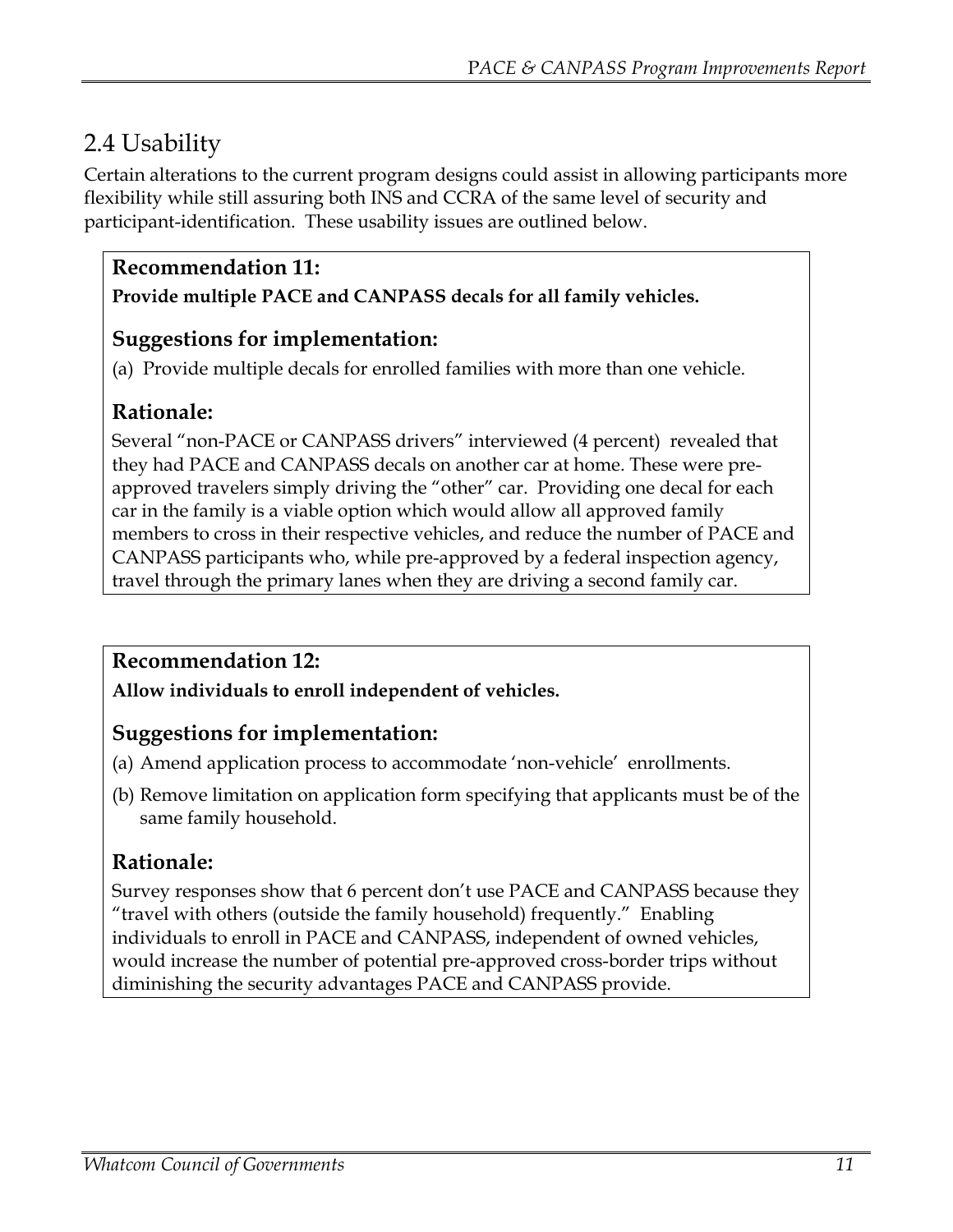## 2.4 Usability

Certain alterations to the current program designs could assist in allowing participants more flexibility while still assuring both INS and CCRA of the same level of security and participant-identification. These usability issues are outlined below.

### Recommendation 11:

**Provide multiple PACE and CANPASS decals for all family vehicles.**

### Suggestions for implementation:

(a) Provide multiple decals for enrolled families with more than one vehicle.

### Rationale:

Several "non-PACE or CANPASS drivers" interviewed (4 percent) revealed that they had PACE and CANPASS decals on another car at home. These were pre-approved travelers simply driving the "other" car. Providing one decal for each car in the family is a viable option which would allow all approved family members to cross in their respective vehicles, and reduce the number of PACE and CANPASS participants who, while pre-approved by a federal inspection agency, travel through the primary lanes when they are driving a second family car.

### Recommendation 12:

**Allow individuals to enroll independent of vehicles.**

### Suggestions for implementation:

(a) Amend application process to accommodate 'non-vehicle' enrollments.

(b) Remove limitation on application form specifying that applicants must be of the same family household.

### Rationale:

Survey responses show that 6 percent don't use PACE and CANPASS because they "travel with others (outside the family household) frequently." Enabling individuals to enroll in PACE and CANPASS, independent of owned vehicles, would increase the number of potential pre-approved cross-border trips without diminishing the security advantages PACE and CANPASS provide.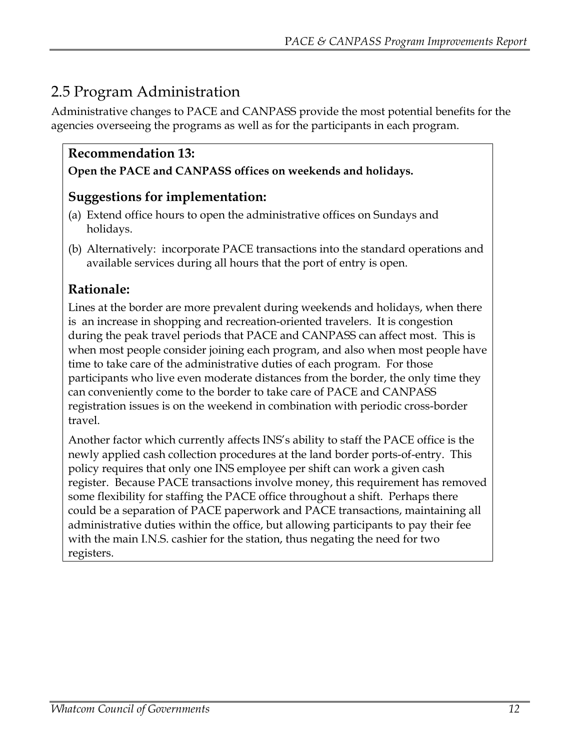## 2.5 Program Administration

Administrative changes to PACE and CANPASS provide the most potential benefits for the agencies overseeing the programs as well as for the participants in each program.

### Recommendation 13:

**Open the PACE and CANPASS offices on weekends and holidays.**

### Suggestions for implementation:

(a) Extend office hours to open the administrative offices on Sundays and holidays.

(b) Alternatively: incorporate PACE transactions into the standard operations and available services during all hours that the port of entry is open.

### Rationale:

Lines at the border are more prevalent during weekends and holidays, when there is an increase in shopping and recreation-oriented travelers. It is congestion during the peak travel periods that PACE and CANPASS can affect most. This is when most people consider joining each program, and also when most people have time to take care of the administrative duties of each program. For those participants who live even moderate distances from the border, the only time they can conveniently come to the border to take care of PACE and CANPASS registration issues is on the weekend in combination with periodic cross-border travel.

Another factor which currently affects INS's ability to staff the PACE office is the newly applied cash collection procedures at the land border ports-of-entry. This policy requires that only one INS employee per shift can work a given cash register. Because PACE transactions involve money, this requirement has removed some flexibility for staffing the PACE office throughout a shift. Perhaps there could be a separation of PACE paperwork and PACE transactions, maintaining all administrative duties within the office, but allowing participants to pay their fee with the main I.N.S. cashier for the station, thus negating the need for two registers.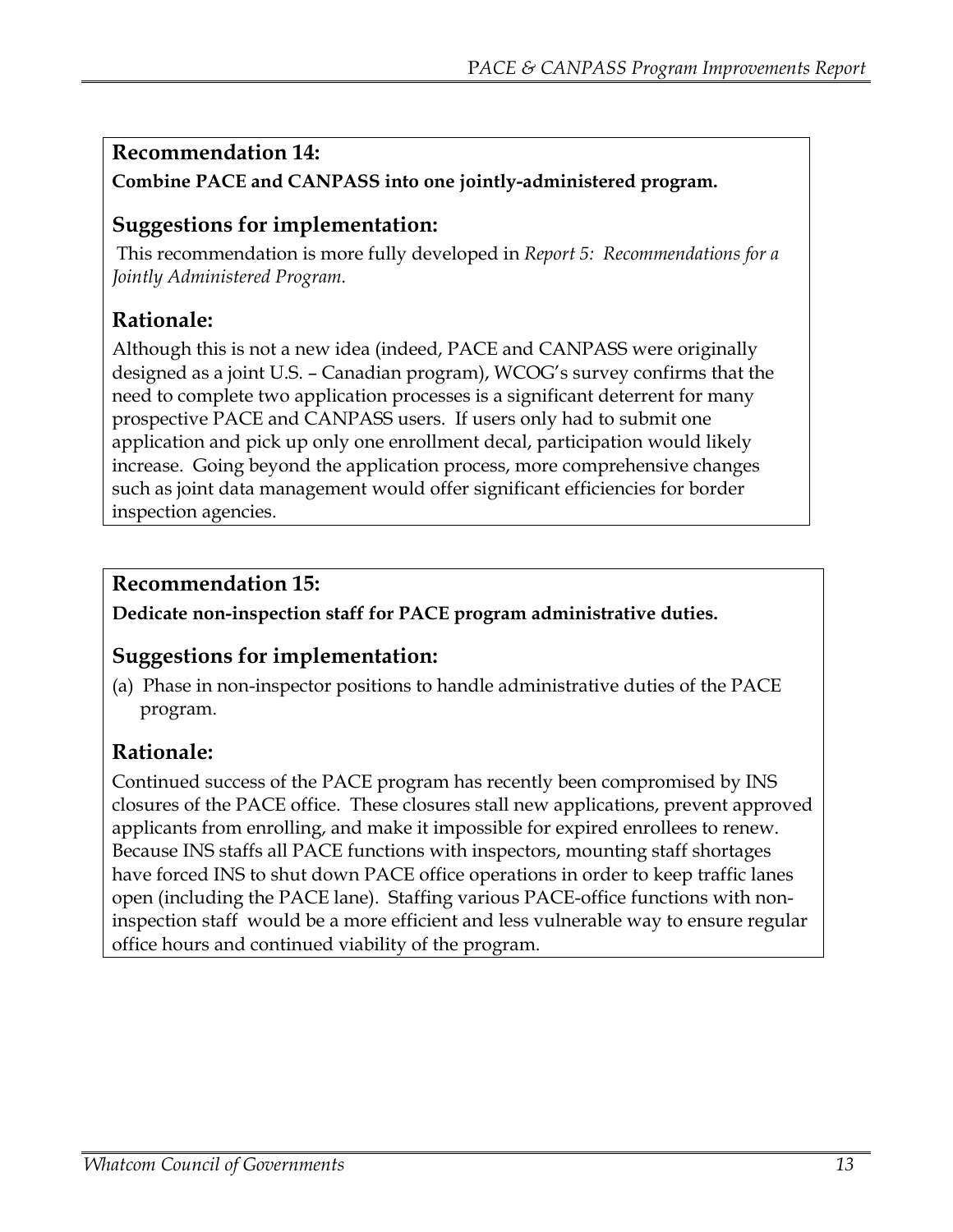## Recommendation 14:

**Combine PACE and CANPASS into one jointly-administered program.**

### Suggestions for implementation:

This recommendation is more fully developed in *Report 5: Recommendations for a Jointly Administered Program.*

### Rationale:

Although this is not a new idea (indeed, PACE and CANPASS were originally designed as a joint U.S. – Canadian program), WCOG's survey confirms that the need to complete two application processes is a significant deterrent for many prospective PACE and CANPASS users. If users only had to submit one application and pick up only one enrollment decal, participation would likely increase. Going beyond the application process, more comprehensive changes such as joint data management would offer significant efficiencies for border inspection agencies.

## Recommendation 15:

**Dedicate non-inspection staff for PACE program administrative duties.**

### Suggestions for implementation:

(a) Phase in non-inspector positions to handle administrative duties of the PACE program.

### Rationale:

Continued success of the PACE program has recently been compromised by INS closures of the PACE office. These closures stall new applications, prevent approved applicants from enrolling, and make it impossible for expired enrollees to renew. Because INS staffs all PACE functions with inspectors, mounting staff shortages have forced INS to shut down PACE office operations in order to keep traffic lanes open (including the PACE lane). Staffing various PACE-office functions with non-inspection staff would be a more efficient and less vulnerable way to ensure regular office hours and continued viability of the program.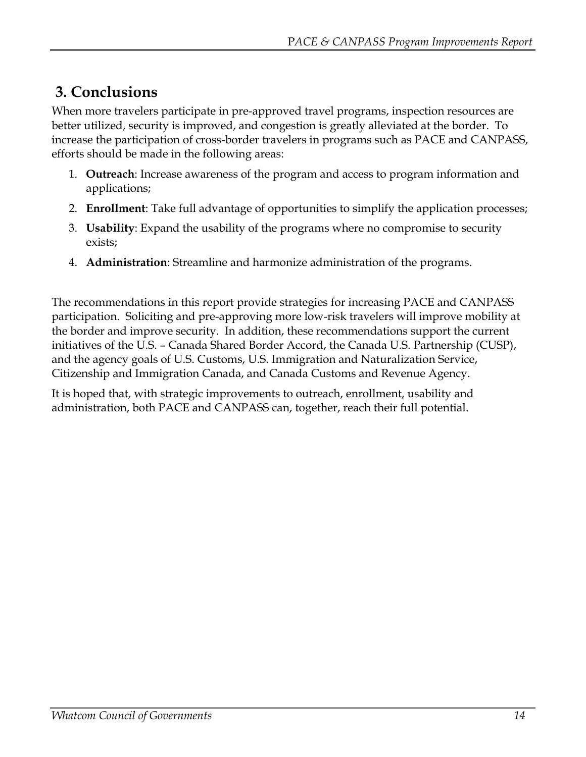## 3. Conclusions

When more travelers participate in pre-approved travel programs, inspection resources are better utilized, security is improved, and congestion is greatly alleviated at the border. To increase the participation of cross-border travelers in programs such as PACE and CANPASS, efforts should be made in the following areas:

1. **Outreach**: Increase awareness of the program and access to program information and applications;
2. **Enrollment**: Take full advantage of opportunities to simplify the application processes;
3. **Usability**: Expand the usability of the programs where no compromise to security exists;
4. **Administration**: Streamline and harmonize administration of the programs.

The recommendations in this report provide strategies for increasing PACE and CANPASS participation. Soliciting and pre-approving more low-risk travelers will improve mobility at the border and improve security. In addition, these recommendations support the current initiatives of the U.S. – Canada Shared Border Accord, the Canada U.S. Partnership (CUSP), and the agency goals of U.S. Customs, U.S. Immigration and Naturalization Service, Citizenship and Immigration Canada, and Canada Customs and Revenue Agency.

It is hoped that, with strategic improvements to outreach, enrollment, usability and administration, both PACE and CANPASS can, together, reach their full potential.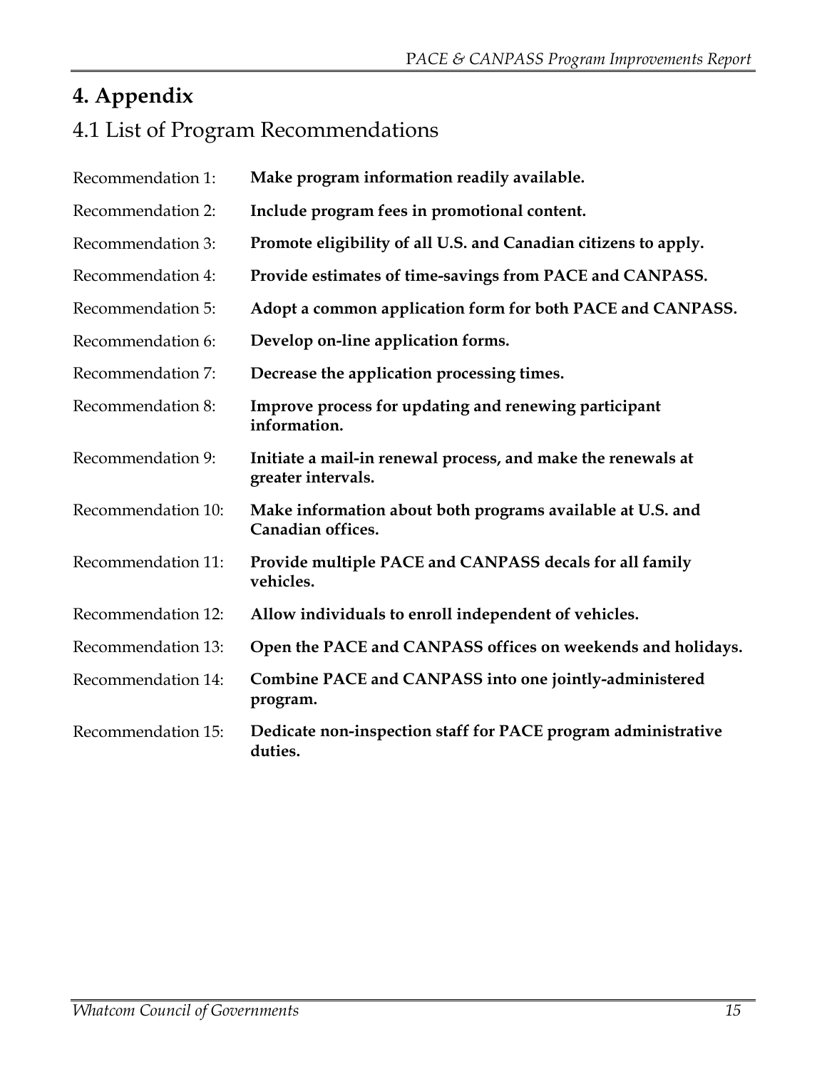# 4. Appendix

## 4.1 List of Program Recommendations

| | |
|---|---|
| Recommendation 1: | **Make program information readily available.** |
| Recommendation 2: | **Include program fees in promotional content.** |
| Recommendation 3: | **Promote eligibility of all U.S. and Canadian citizens to apply.** |
| Recommendation 4: | **Provide estimates of time-savings from PACE and CANPASS.** |
| Recommendation 5: | **Adopt a common application form for both PACE and CANPASS.** |
| Recommendation 6: | **Develop on-line application forms.** |
| Recommendation 7: | **Decrease the application processing times.** |
| Recommendation 8: | **Improve process for updating and renewing participant information.** |
| Recommendation 9: | **Initiate a mail-in renewal process, and make the renewals at greater intervals.** |
| Recommendation 10: | **Make information about both programs available at U.S. and Canadian offices.** |
| Recommendation 11: | **Provide multiple PACE and CANPASS decals for all family vehicles.** |
| Recommendation 12: | **Allow individuals to enroll independent of vehicles.** |
| Recommendation 13: | **Open the PACE and CANPASS offices on weekends and holidays.** |
| Recommendation 14: | **Combine PACE and CANPASS into one jointly-administered program.** |
| Recommendation 15: | **Dedicate non-inspection staff for PACE program administrative duties.** |